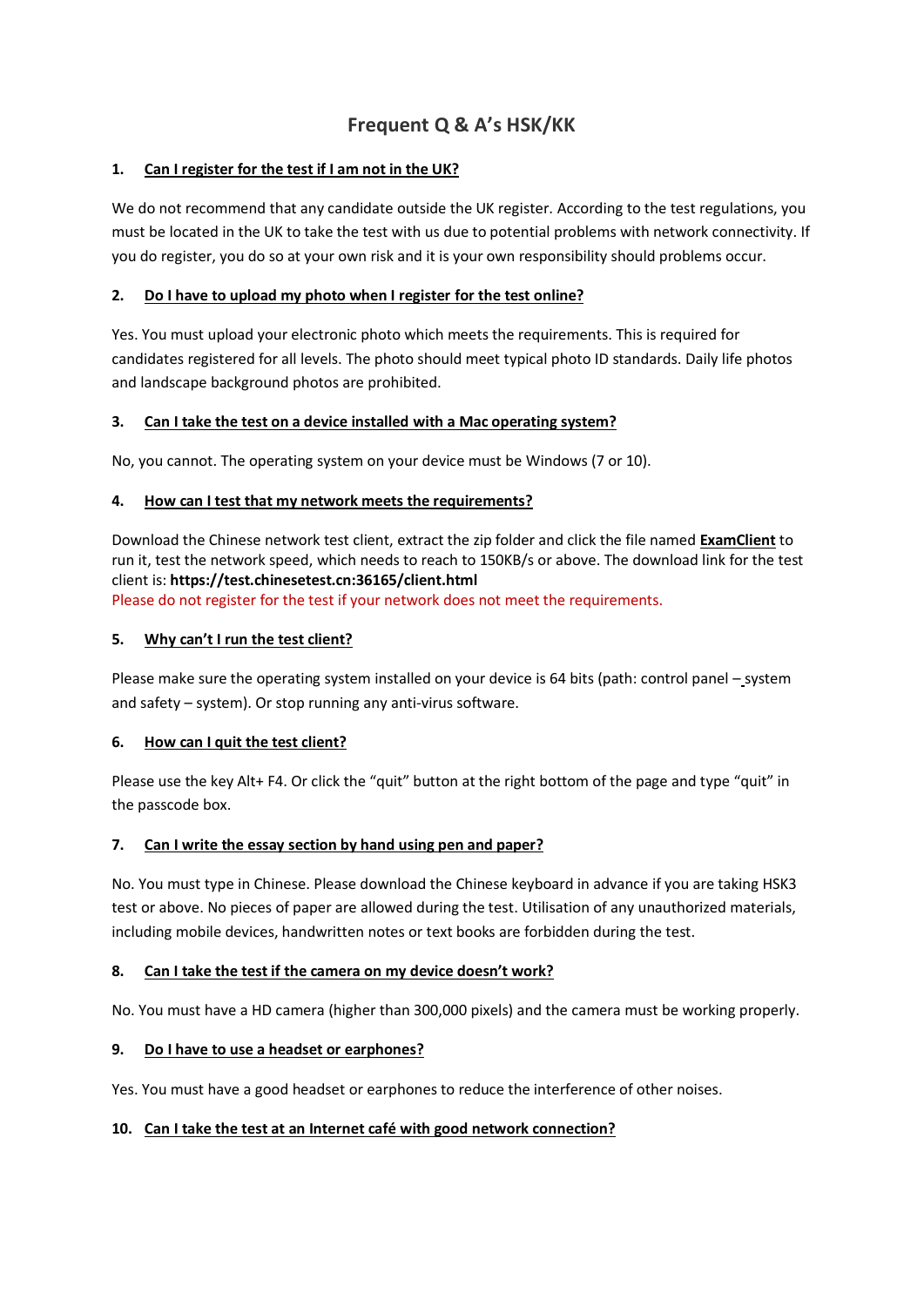# Frequent Q & A's HSK/KK

**1. Can I register for the test if I am not in the UK?**

We do not recommend that any candidate outside the UK register. According to the test regulations, you must be located in the UK to take the test with us due to potential problems with network connectivity. If you do register, you do so at your own risk and it is your own responsibility should problems occur.

**2. Do I have to upload my photo when I register for the test online?**

Yes. You must upload your electronic photo which meets the requirements. This is required for candidates registered for all levels. The photo should meet typical photo ID standards. Daily life photos and landscape background photos are prohibited.

**3. Can I take the test on a device installed with a Mac operating system?**

No, you cannot. The operating system on your device must be Windows (7 or 10).

**4. How can I test that my network meets the requirements?**

Download the Chinese network test client, extract the zip folder and click the file named **ExamClient** to run it, test the network speed, which needs to reach to 150KB/s or above. The download link for the test client is: **https://test.chinesetest.cn:36165/client.html**
Please do not register for the test if your network does not meet the requirements.

**5. Why can't I run the test client?**

Please make sure the operating system installed on your device is 64 bits (path: control panel – system and safety – system). Or stop running any anti-virus software.

**6. How can I quit the test client?**

Please use the key Alt+ F4. Or click the "quit" button at the right bottom of the page and type "quit" in the passcode box.

**7. Can I write the essay section by hand using pen and paper?**

No. You must type in Chinese. Please download the Chinese keyboard in advance if you are taking HSK3 test or above. No pieces of paper are allowed during the test. Utilisation of any unauthorized materials, including mobile devices, handwritten notes or text books are forbidden during the test.

**8. Can I take the test if the camera on my device doesn't work?**

No. You must have a HD camera (higher than 300,000 pixels) and the camera must be working properly.

**9. Do I have to use a headset or earphones?**

Yes. You must have a good headset or earphones to reduce the interference of other noises.

**10. Can I take the test at an Internet café with good network connection?**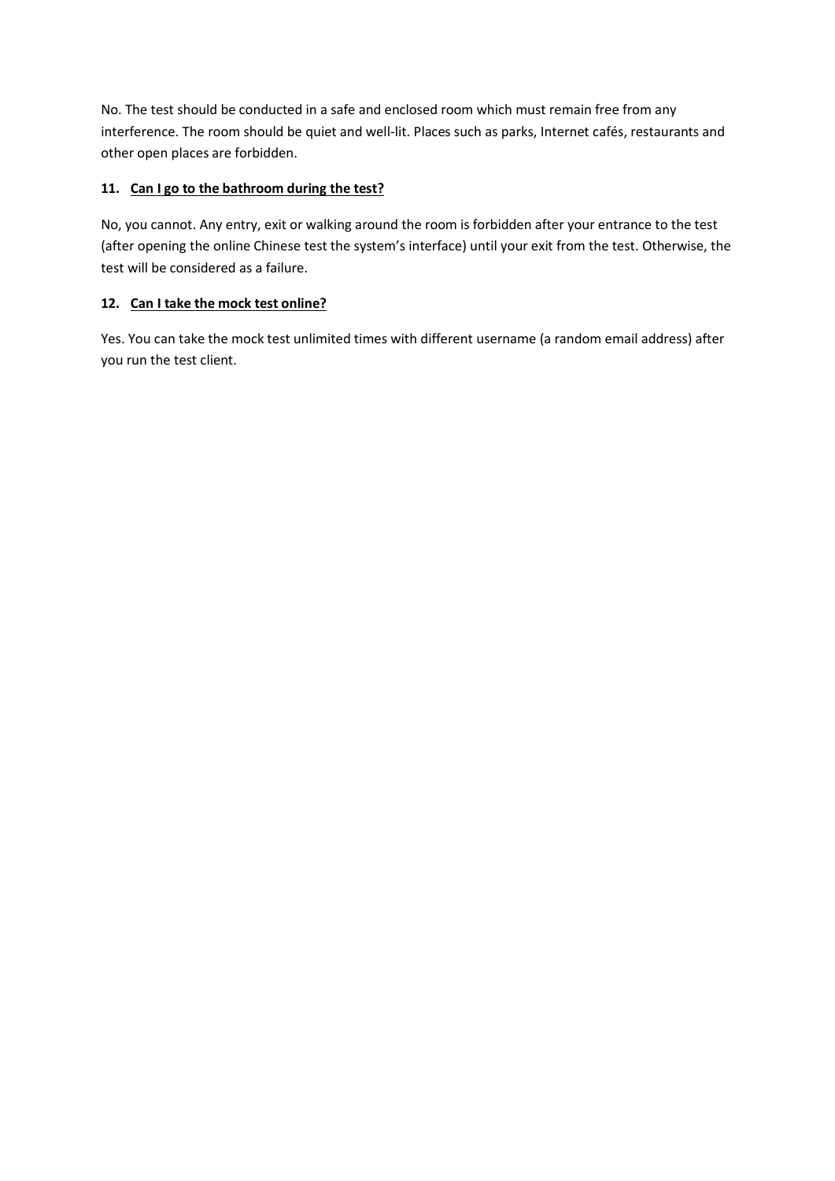No. The test should be conducted in a safe and enclosed room which must remain free from any interference. The room should be quiet and well-lit. Places such as parks, Internet cafés, restaurants and other open places are forbidden.

**11. <u>Can I go to the bathroom during the test?</u>**

No, you cannot. Any entry, exit or walking around the room is forbidden after your entrance to the test (after opening the online Chinese test the system's interface) until your exit from the test. Otherwise, the test will be considered as a failure.

**12. <u>Can I take the mock test online?</u>**

Yes. You can take the mock test unlimited times with different username (a random email address) after you run the test client.